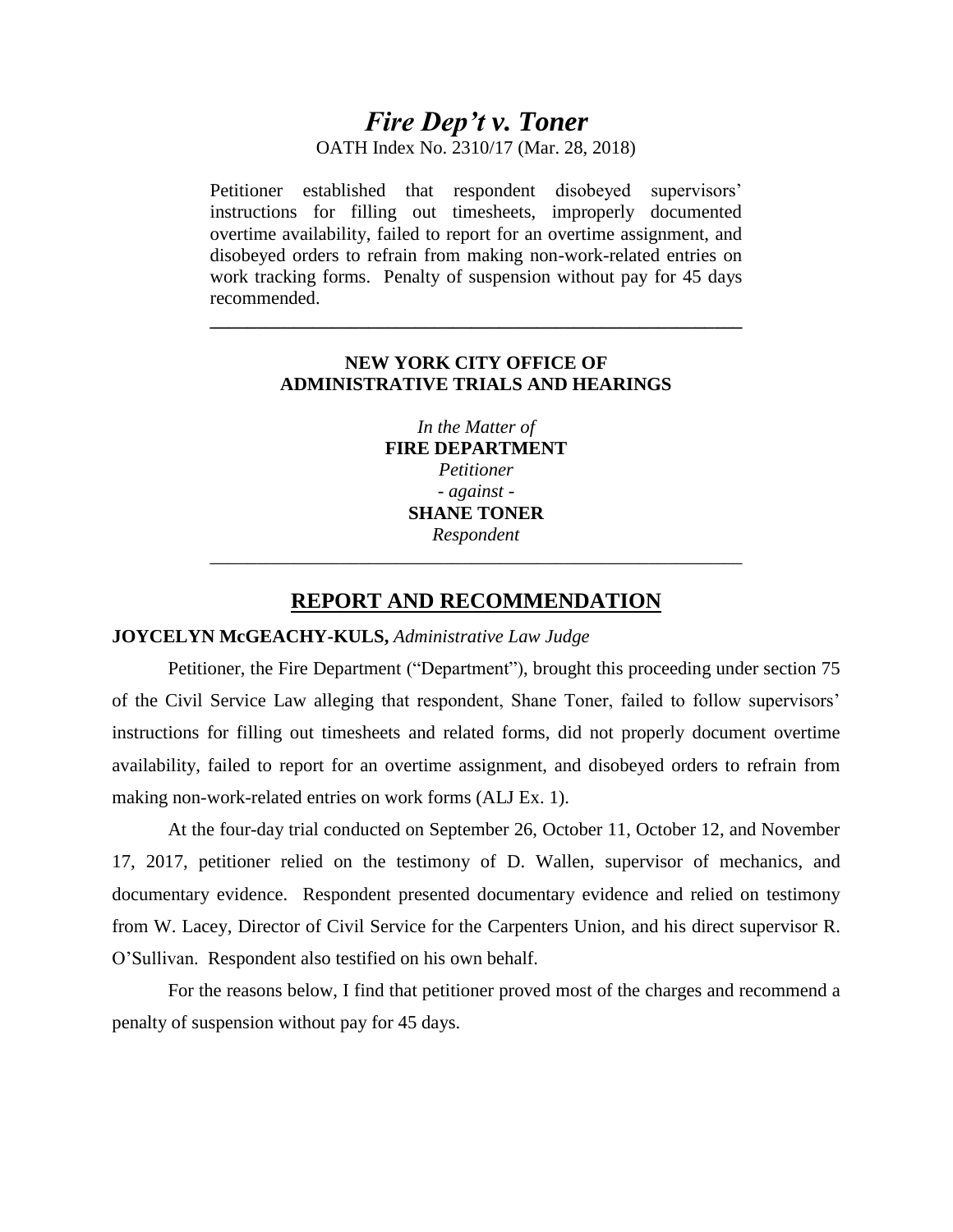# *Fire Dep't v. Toner*

OATH Index No. 2310/17 (Mar. 28, 2018)

Petitioner established that respondent disobeyed supervisors' instructions for filling out timesheets, improperly documented overtime availability, failed to report for an overtime assignment, and disobeyed orders to refrain from making non-work-related entries on work tracking forms. Penalty of suspension without pay for 45 days recommended.

---

**NEW YORK CITY OFFICE OF ADMINISTRATIVE TRIALS AND HEARINGS**

*In the Matter of*
**FIRE DEPARTMENT**
*Petitioner*
*- against -*
**SHANE TONER**
*Respondent*

---

## REPORT AND RECOMMENDATION

**JOYCELYN McGEACHY-KULS,** *Administrative Law Judge*

Petitioner, the Fire Department ("Department"), brought this proceeding under section 75 of the Civil Service Law alleging that respondent, Shane Toner, failed to follow supervisors' instructions for filling out timesheets and related forms, did not properly document overtime availability, failed to report for an overtime assignment, and disobeyed orders to refrain from making non-work-related entries on work forms (ALJ Ex. 1).

At the four-day trial conducted on September 26, October 11, October 12, and November 17, 2017, petitioner relied on the testimony of D. Wallen, supervisor of mechanics, and documentary evidence. Respondent presented documentary evidence and relied on testimony from W. Lacey, Director of Civil Service for the Carpenters Union, and his direct supervisor R. O'Sullivan. Respondent also testified on his own behalf.

For the reasons below, I find that petitioner proved most of the charges and recommend a penalty of suspension without pay for 45 days.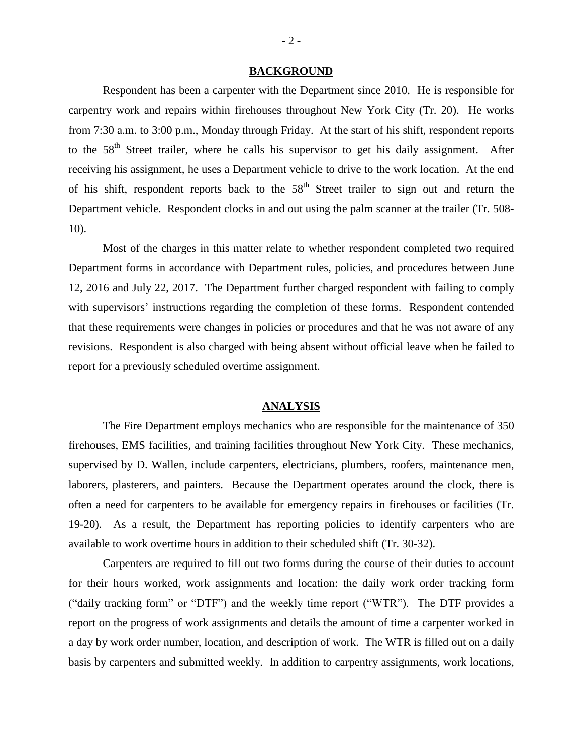## BACKGROUND

Respondent has been a carpenter with the Department since 2010. He is responsible for carpentry work and repairs within firehouses throughout New York City (Tr. 20). He works from 7:30 a.m. to 3:00 p.m., Monday through Friday. At the start of his shift, respondent reports to the 58th Street trailer, where he calls his supervisor to get his daily assignment. After receiving his assignment, he uses a Department vehicle to drive to the work location. At the end of his shift, respondent reports back to the 58th Street trailer to sign out and return the Department vehicle. Respondent clocks in and out using the palm scanner at the trailer (Tr. 508-10).

Most of the charges in this matter relate to whether respondent completed two required Department forms in accordance with Department rules, policies, and procedures between June 12, 2016 and July 22, 2017. The Department further charged respondent with failing to comply with supervisors' instructions regarding the completion of these forms. Respondent contended that these requirements were changes in policies or procedures and that he was not aware of any revisions. Respondent is also charged with being absent without official leave when he failed to report for a previously scheduled overtime assignment.

## ANALYSIS

The Fire Department employs mechanics who are responsible for the maintenance of 350 firehouses, EMS facilities, and training facilities throughout New York City. These mechanics, supervised by D. Wallen, include carpenters, electricians, plumbers, roofers, maintenance men, laborers, plasterers, and painters. Because the Department operates around the clock, there is often a need for carpenters to be available for emergency repairs in firehouses or facilities (Tr. 19-20). As a result, the Department has reporting policies to identify carpenters who are available to work overtime hours in addition to their scheduled shift (Tr. 30-32).

Carpenters are required to fill out two forms during the course of their duties to account for their hours worked, work assignments and location: the daily work order tracking form ("daily tracking form" or "DTF") and the weekly time report ("WTR"). The DTF provides a report on the progress of work assignments and details the amount of time a carpenter worked in a day by work order number, location, and description of work. The WTR is filled out on a daily basis by carpenters and submitted weekly. In addition to carpentry assignments, work locations,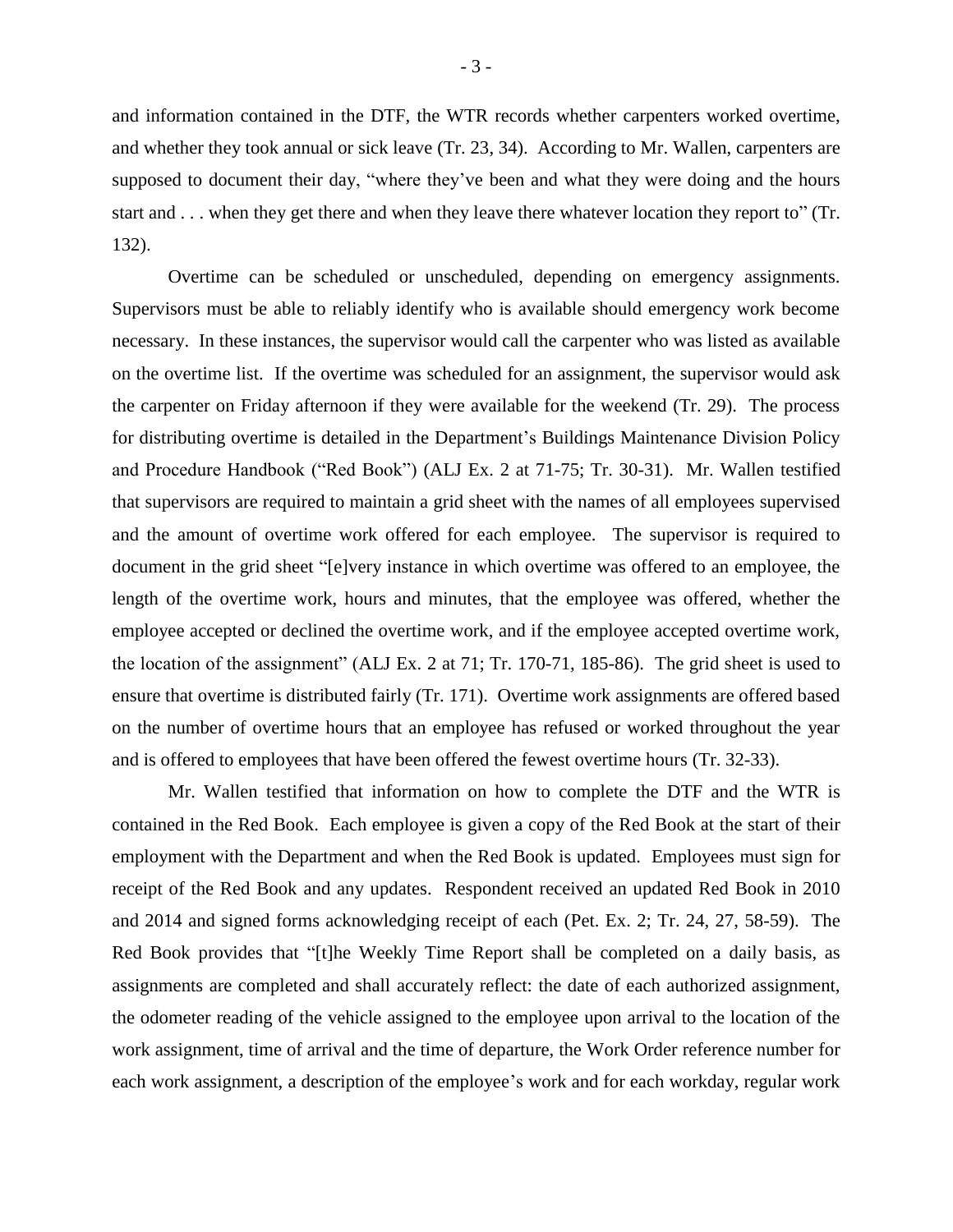and information contained in the DTF, the WTR records whether carpenters worked overtime, and whether they took annual or sick leave (Tr. 23, 34). According to Mr. Wallen, carpenters are supposed to document their day, "where they've been and what they were doing and the hours start and . . . when they get there and when they leave there whatever location they report to" (Tr. 132).

Overtime can be scheduled or unscheduled, depending on emergency assignments. Supervisors must be able to reliably identify who is available should emergency work become necessary. In these instances, the supervisor would call the carpenter who was listed as available on the overtime list. If the overtime was scheduled for an assignment, the supervisor would ask the carpenter on Friday afternoon if they were available for the weekend (Tr. 29). The process for distributing overtime is detailed in the Department's Buildings Maintenance Division Policy and Procedure Handbook ("Red Book") (ALJ Ex. 2 at 71-75; Tr. 30-31). Mr. Wallen testified that supervisors are required to maintain a grid sheet with the names of all employees supervised and the amount of overtime work offered for each employee. The supervisor is required to document in the grid sheet "[e]very instance in which overtime was offered to an employee, the length of the overtime work, hours and minutes, that the employee was offered, whether the employee accepted or declined the overtime work, and if the employee accepted overtime work, the location of the assignment" (ALJ Ex. 2 at 71; Tr. 170-71, 185-86). The grid sheet is used to ensure that overtime is distributed fairly (Tr. 171). Overtime work assignments are offered based on the number of overtime hours that an employee has refused or worked throughout the year and is offered to employees that have been offered the fewest overtime hours (Tr. 32-33).

Mr. Wallen testified that information on how to complete the DTF and the WTR is contained in the Red Book. Each employee is given a copy of the Red Book at the start of their employment with the Department and when the Red Book is updated. Employees must sign for receipt of the Red Book and any updates. Respondent received an updated Red Book in 2010 and 2014 and signed forms acknowledging receipt of each (Pet. Ex. 2; Tr. 24, 27, 58-59). The Red Book provides that "[t]he Weekly Time Report shall be completed on a daily basis, as assignments are completed and shall accurately reflect: the date of each authorized assignment, the odometer reading of the vehicle assigned to the employee upon arrival to the location of the work assignment, time of arrival and the time of departure, the Work Order reference number for each work assignment, a description of the employee's work and for each workday, regular work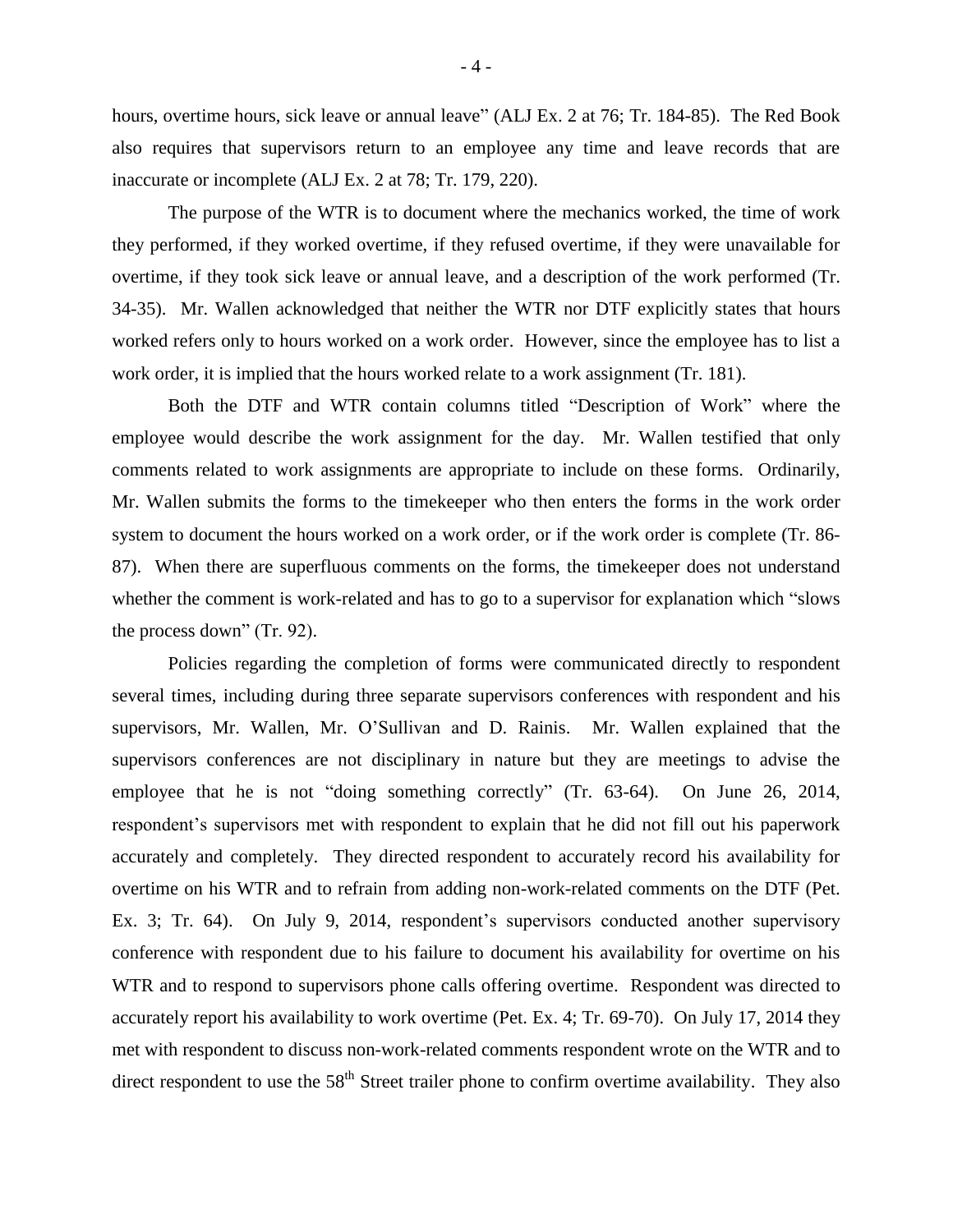hours, overtime hours, sick leave or annual leave" (ALJ Ex. 2 at 76; Tr. 184-85). The Red Book also requires that supervisors return to an employee any time and leave records that are inaccurate or incomplete (ALJ Ex. 2 at 78; Tr. 179, 220).

The purpose of the WTR is to document where the mechanics worked, the time of work they performed, if they worked overtime, if they refused overtime, if they were unavailable for overtime, if they took sick leave or annual leave, and a description of the work performed (Tr. 34-35). Mr. Wallen acknowledged that neither the WTR nor DTF explicitly states that hours worked refers only to hours worked on a work order. However, since the employee has to list a work order, it is implied that the hours worked relate to a work assignment (Tr. 181).

Both the DTF and WTR contain columns titled "Description of Work" where the employee would describe the work assignment for the day. Mr. Wallen testified that only comments related to work assignments are appropriate to include on these forms. Ordinarily, Mr. Wallen submits the forms to the timekeeper who then enters the forms in the work order system to document the hours worked on a work order, or if the work order is complete (Tr. 86-87). When there are superfluous comments on the forms, the timekeeper does not understand whether the comment is work-related and has to go to a supervisor for explanation which "slows the process down" (Tr. 92).

Policies regarding the completion of forms were communicated directly to respondent several times, including during three separate supervisors conferences with respondent and his supervisors, Mr. Wallen, Mr. O'Sullivan and D. Rainis. Mr. Wallen explained that the supervisors conferences are not disciplinary in nature but they are meetings to advise the employee that he is not "doing something correctly" (Tr. 63-64). On June 26, 2014, respondent's supervisors met with respondent to explain that he did not fill out his paperwork accurately and completely. They directed respondent to accurately record his availability for overtime on his WTR and to refrain from adding non-work-related comments on the DTF (Pet. Ex. 3; Tr. 64). On July 9, 2014, respondent's supervisors conducted another supervisory conference with respondent due to his failure to document his availability for overtime on his WTR and to respond to supervisors phone calls offering overtime. Respondent was directed to accurately report his availability to work overtime (Pet. Ex. 4; Tr. 69-70). On July 17, 2014 they met with respondent to discuss non-work-related comments respondent wrote on the WTR and to direct respondent to use the 58th Street trailer phone to confirm overtime availability. They also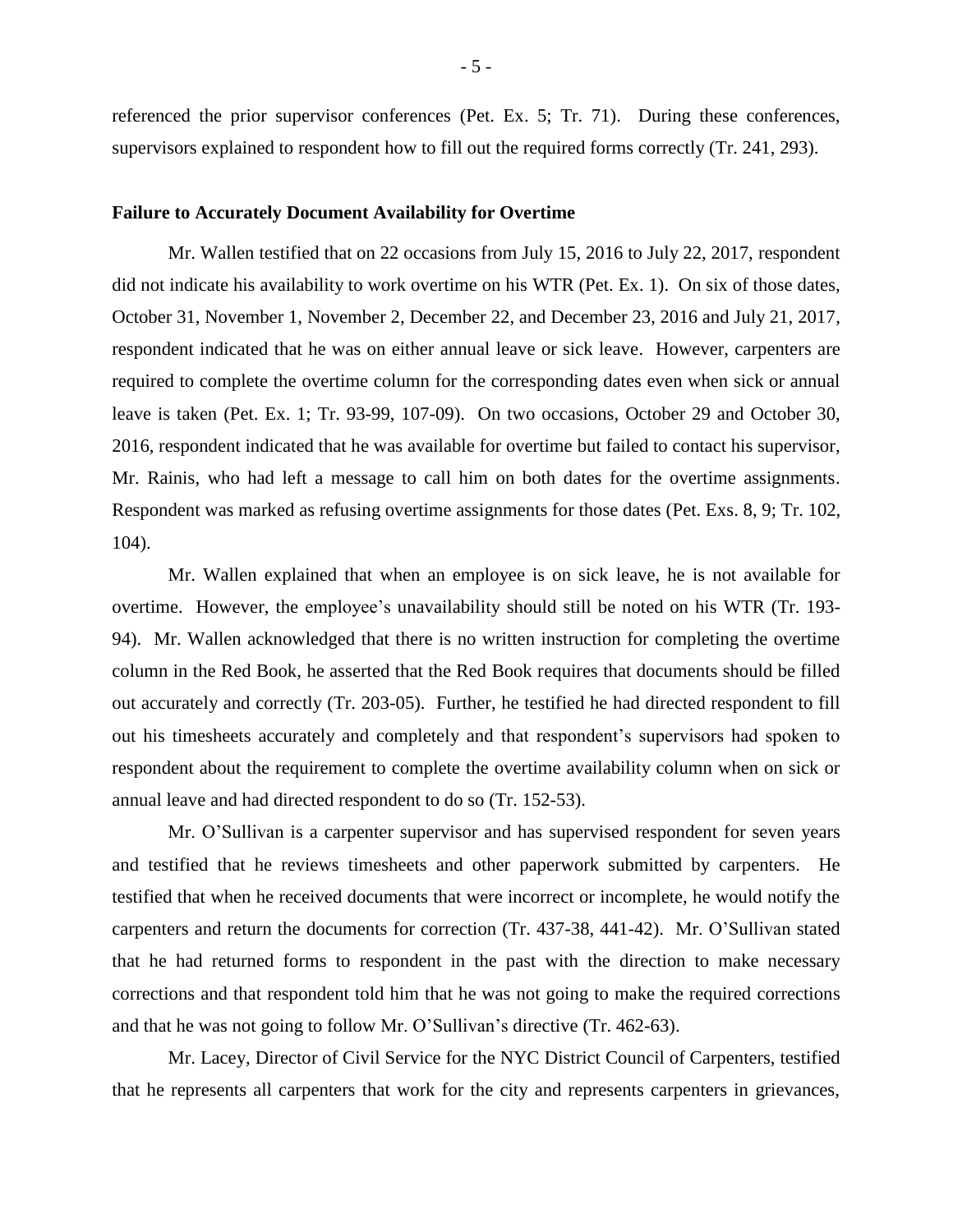referenced the prior supervisor conferences (Pet. Ex. 5; Tr. 71). During these conferences, supervisors explained to respondent how to fill out the required forms correctly (Tr. 241, 293).

**Failure to Accurately Document Availability for Overtime**

Mr. Wallen testified that on 22 occasions from July 15, 2016 to July 22, 2017, respondent did not indicate his availability to work overtime on his WTR (Pet. Ex. 1). On six of those dates, October 31, November 1, November 2, December 22, and December 23, 2016 and July 21, 2017, respondent indicated that he was on either annual leave or sick leave. However, carpenters are required to complete the overtime column for the corresponding dates even when sick or annual leave is taken (Pet. Ex. 1; Tr. 93-99, 107-09). On two occasions, October 29 and October 30, 2016, respondent indicated that he was available for overtime but failed to contact his supervisor, Mr. Rainis, who had left a message to call him on both dates for the overtime assignments. Respondent was marked as refusing overtime assignments for those dates (Pet. Exs. 8, 9; Tr. 102, 104).

Mr. Wallen explained that when an employee is on sick leave, he is not available for overtime. However, the employee's unavailability should still be noted on his WTR (Tr. 193-94). Mr. Wallen acknowledged that there is no written instruction for completing the overtime column in the Red Book, he asserted that the Red Book requires that documents should be filled out accurately and correctly (Tr. 203-05). Further, he testified he had directed respondent to fill out his timesheets accurately and completely and that respondent's supervisors had spoken to respondent about the requirement to complete the overtime availability column when on sick or annual leave and had directed respondent to do so (Tr. 152-53).

Mr. O'Sullivan is a carpenter supervisor and has supervised respondent for seven years and testified that he reviews timesheets and other paperwork submitted by carpenters. He testified that when he received documents that were incorrect or incomplete, he would notify the carpenters and return the documents for correction (Tr. 437-38, 441-42). Mr. O'Sullivan stated that he had returned forms to respondent in the past with the direction to make necessary corrections and that respondent told him that he was not going to make the required corrections and that he was not going to follow Mr. O'Sullivan's directive (Tr. 462-63).

Mr. Lacey, Director of Civil Service for the NYC District Council of Carpenters, testified that he represents all carpenters that work for the city and represents carpenters in grievances,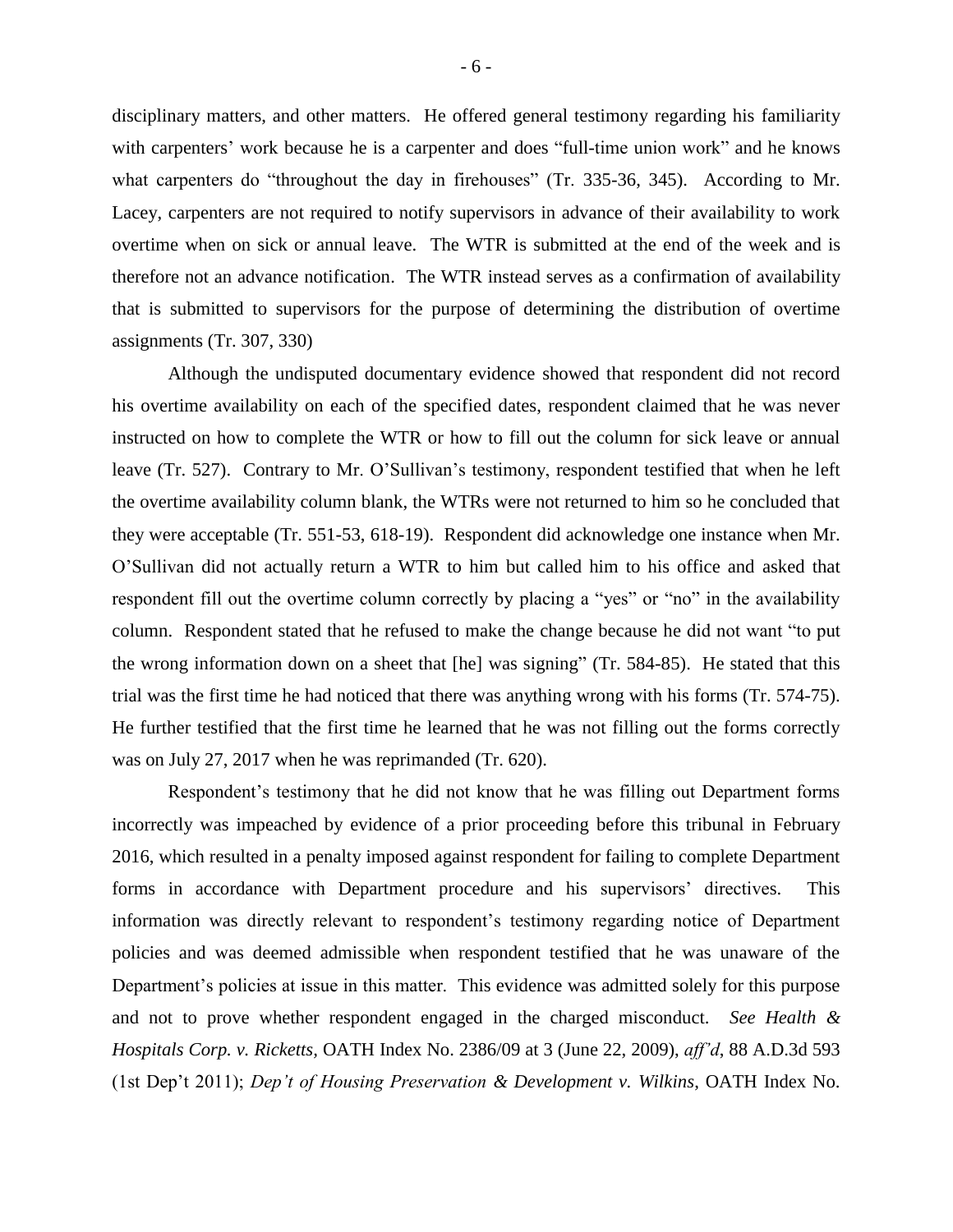disciplinary matters, and other matters. He offered general testimony regarding his familiarity with carpenters' work because he is a carpenter and does "full-time union work" and he knows what carpenters do "throughout the day in firehouses" (Tr. 335-36, 345). According to Mr. Lacey, carpenters are not required to notify supervisors in advance of their availability to work overtime when on sick or annual leave. The WTR is submitted at the end of the week and is therefore not an advance notification. The WTR instead serves as a confirmation of availability that is submitted to supervisors for the purpose of determining the distribution of overtime assignments (Tr. 307, 330)

Although the undisputed documentary evidence showed that respondent did not record his overtime availability on each of the specified dates, respondent claimed that he was never instructed on how to complete the WTR or how to fill out the column for sick leave or annual leave (Tr. 527). Contrary to Mr. O'Sullivan's testimony, respondent testified that when he left the overtime availability column blank, the WTRs were not returned to him so he concluded that they were acceptable (Tr. 551-53, 618-19). Respondent did acknowledge one instance when Mr. O'Sullivan did not actually return a WTR to him but called him to his office and asked that respondent fill out the overtime column correctly by placing a "yes" or "no" in the availability column. Respondent stated that he refused to make the change because he did not want "to put the wrong information down on a sheet that [he] was signing" (Tr. 584-85). He stated that this trial was the first time he had noticed that there was anything wrong with his forms (Tr. 574-75). He further testified that the first time he learned that he was not filling out the forms correctly was on July 27, 2017 when he was reprimanded (Tr. 620).

Respondent's testimony that he did not know that he was filling out Department forms incorrectly was impeached by evidence of a prior proceeding before this tribunal in February 2016, which resulted in a penalty imposed against respondent for failing to complete Department forms in accordance with Department procedure and his supervisors' directives. This information was directly relevant to respondent's testimony regarding notice of Department policies and was deemed admissible when respondent testified that he was unaware of the Department's policies at issue in this matter. This evidence was admitted solely for this purpose and not to prove whether respondent engaged in the charged misconduct. *See Health & Hospitals Corp. v. Ricketts*, OATH Index No. 2386/09 at 3 (June 22, 2009), *aff'd*, 88 A.D.3d 593 (1st Dep't 2011); *Dep't of Housing Preservation & Development v. Wilkins*, OATH Index No.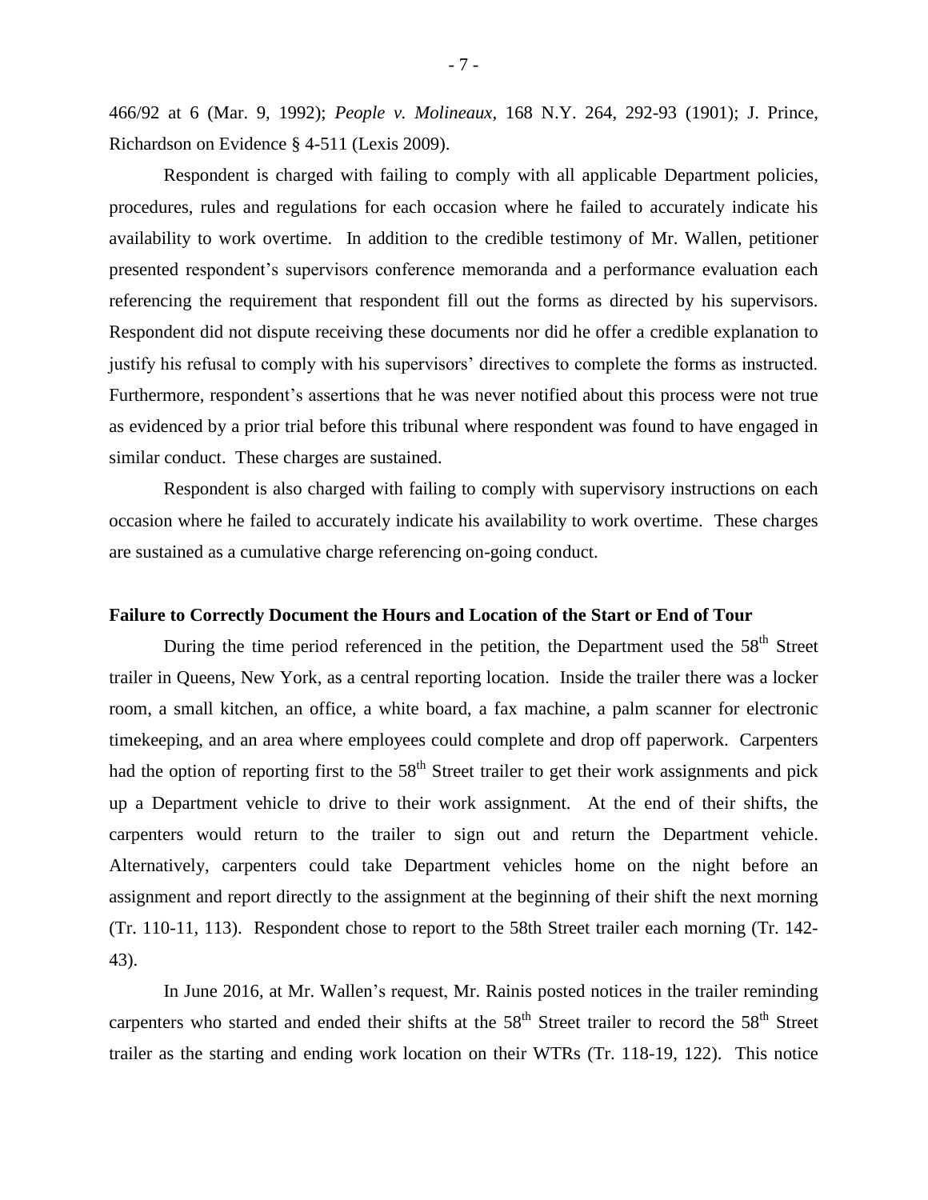466/92 at 6 (Mar. 9, 1992); *People v. Molineaux*, 168 N.Y. 264, 292-93 (1901); J. Prince, Richardson on Evidence § 4-511 (Lexis 2009).

Respondent is charged with failing to comply with all applicable Department policies, procedures, rules and regulations for each occasion where he failed to accurately indicate his availability to work overtime. In addition to the credible testimony of Mr. Wallen, petitioner presented respondent's supervisors conference memoranda and a performance evaluation each referencing the requirement that respondent fill out the forms as directed by his supervisors. Respondent did not dispute receiving these documents nor did he offer a credible explanation to justify his refusal to comply with his supervisors' directives to complete the forms as instructed. Furthermore, respondent's assertions that he was never notified about this process were not true as evidenced by a prior trial before this tribunal where respondent was found to have engaged in similar conduct. These charges are sustained.

Respondent is also charged with failing to comply with supervisory instructions on each occasion where he failed to accurately indicate his availability to work overtime. These charges are sustained as a cumulative charge referencing on-going conduct.

**Failure to Correctly Document the Hours and Location of the Start or End of Tour**

During the time period referenced in the petition, the Department used the 58th Street trailer in Queens, New York, as a central reporting location. Inside the trailer there was a locker room, a small kitchen, an office, a white board, a fax machine, a palm scanner for electronic timekeeping, and an area where employees could complete and drop off paperwork. Carpenters had the option of reporting first to the 58th Street trailer to get their work assignments and pick up a Department vehicle to drive to their work assignment. At the end of their shifts, the carpenters would return to the trailer to sign out and return the Department vehicle. Alternatively, carpenters could take Department vehicles home on the night before an assignment and report directly to the assignment at the beginning of their shift the next morning (Tr. 110-11, 113). Respondent chose to report to the 58th Street trailer each morning (Tr. 142-43).

In June 2016, at Mr. Wallen's request, Mr. Rainis posted notices in the trailer reminding carpenters who started and ended their shifts at the 58th Street trailer to record the 58th Street trailer as the starting and ending work location on their WTRs (Tr. 118-19, 122). This notice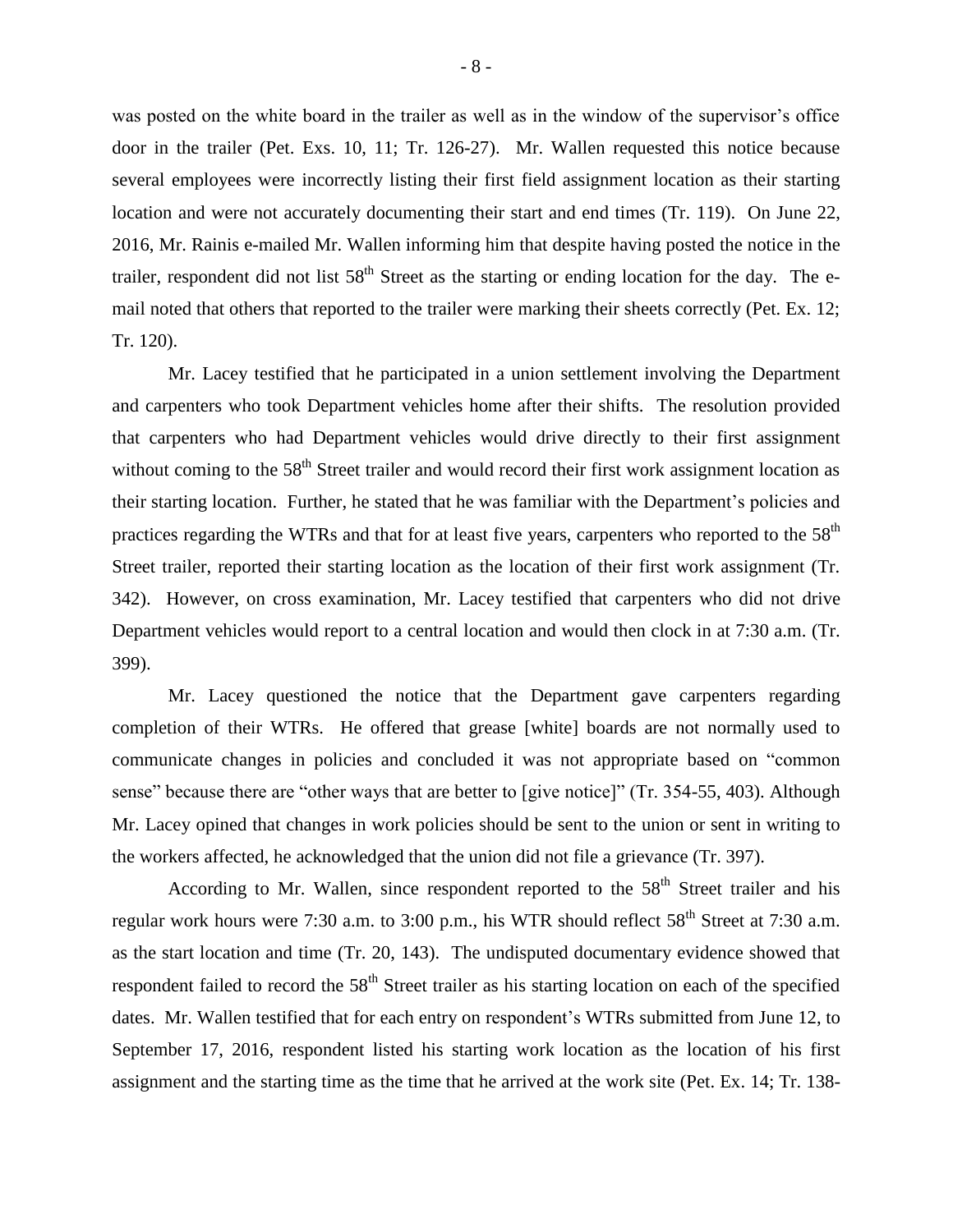was posted on the white board in the trailer as well as in the window of the supervisor's office door in the trailer (Pet. Exs. 10, 11; Tr. 126-27). Mr. Wallen requested this notice because several employees were incorrectly listing their first field assignment location as their starting location and were not accurately documenting their start and end times (Tr. 119). On June 22, 2016, Mr. Rainis e-mailed Mr. Wallen informing him that despite having posted the notice in the trailer, respondent did not list 58th Street as the starting or ending location for the day. The e-mail noted that others that reported to the trailer were marking their sheets correctly (Pet. Ex. 12; Tr. 120).

Mr. Lacey testified that he participated in a union settlement involving the Department and carpenters who took Department vehicles home after their shifts. The resolution provided that carpenters who had Department vehicles would drive directly to their first assignment without coming to the 58th Street trailer and would record their first work assignment location as their starting location. Further, he stated that he was familiar with the Department's policies and practices regarding the WTRs and that for at least five years, carpenters who reported to the 58th Street trailer, reported their starting location as the location of their first work assignment (Tr. 342). However, on cross examination, Mr. Lacey testified that carpenters who did not drive Department vehicles would report to a central location and would then clock in at 7:30 a.m. (Tr. 399).

Mr. Lacey questioned the notice that the Department gave carpenters regarding completion of their WTRs. He offered that grease [white] boards are not normally used to communicate changes in policies and concluded it was not appropriate based on "common sense" because there are "other ways that are better to [give notice]" (Tr. 354-55, 403). Although Mr. Lacey opined that changes in work policies should be sent to the union or sent in writing to the workers affected, he acknowledged that the union did not file a grievance (Tr. 397).

According to Mr. Wallen, since respondent reported to the 58th Street trailer and his regular work hours were 7:30 a.m. to 3:00 p.m., his WTR should reflect 58th Street at 7:30 a.m. as the start location and time (Tr. 20, 143). The undisputed documentary evidence showed that respondent failed to record the 58th Street trailer as his starting location on each of the specified dates. Mr. Wallen testified that for each entry on respondent's WTRs submitted from June 12, to September 17, 2016, respondent listed his starting work location as the location of his first assignment and the starting time as the time that he arrived at the work site (Pet. Ex. 14; Tr. 138-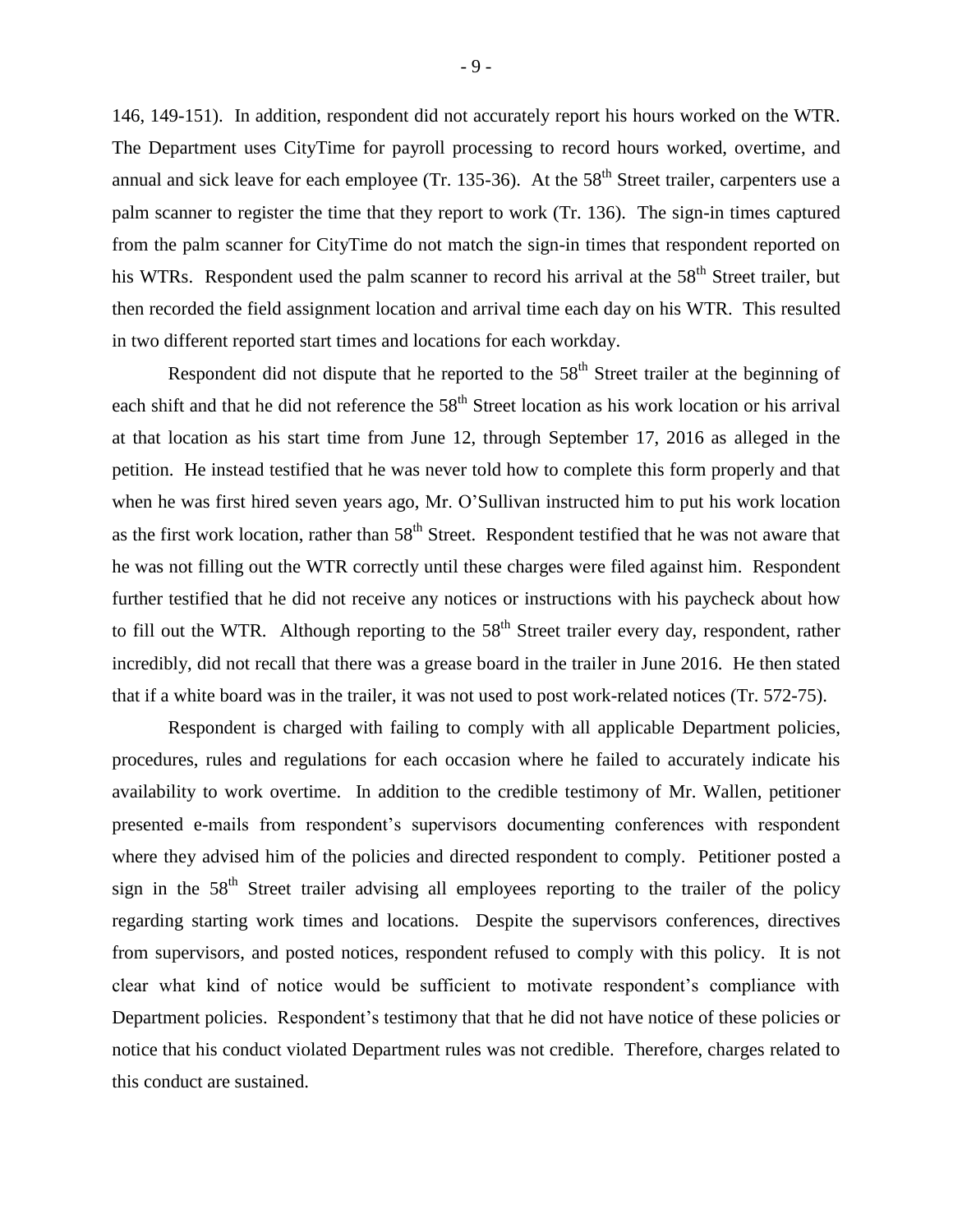146, 149-151). In addition, respondent did not accurately report his hours worked on the WTR. The Department uses CityTime for payroll processing to record hours worked, overtime, and annual and sick leave for each employee (Tr. 135-36). At the 58th Street trailer, carpenters use a palm scanner to register the time that they report to work (Tr. 136). The sign-in times captured from the palm scanner for CityTime do not match the sign-in times that respondent reported on his WTRs. Respondent used the palm scanner to record his arrival at the 58th Street trailer, but then recorded the field assignment location and arrival time each day on his WTR. This resulted in two different reported start times and locations for each workday.

Respondent did not dispute that he reported to the 58th Street trailer at the beginning of each shift and that he did not reference the 58th Street location as his work location or his arrival at that location as his start time from June 12, through September 17, 2016 as alleged in the petition. He instead testified that he was never told how to complete this form properly and that when he was first hired seven years ago, Mr. O'Sullivan instructed him to put his work location as the first work location, rather than 58th Street. Respondent testified that he was not aware that he was not filling out the WTR correctly until these charges were filed against him. Respondent further testified that he did not receive any notices or instructions with his paycheck about how to fill out the WTR. Although reporting to the 58th Street trailer every day, respondent, rather incredibly, did not recall that there was a grease board in the trailer in June 2016. He then stated that if a white board was in the trailer, it was not used to post work-related notices (Tr. 572-75).

Respondent is charged with failing to comply with all applicable Department policies, procedures, rules and regulations for each occasion where he failed to accurately indicate his availability to work overtime. In addition to the credible testimony of Mr. Wallen, petitioner presented e-mails from respondent's supervisors documenting conferences with respondent where they advised him of the policies and directed respondent to comply. Petitioner posted a sign in the 58th Street trailer advising all employees reporting to the trailer of the policy regarding starting work times and locations. Despite the supervisors conferences, directives from supervisors, and posted notices, respondent refused to comply with this policy. It is not clear what kind of notice would be sufficient to motivate respondent's compliance with Department policies. Respondent's testimony that that he did not have notice of these policies or notice that his conduct violated Department rules was not credible. Therefore, charges related to this conduct are sustained.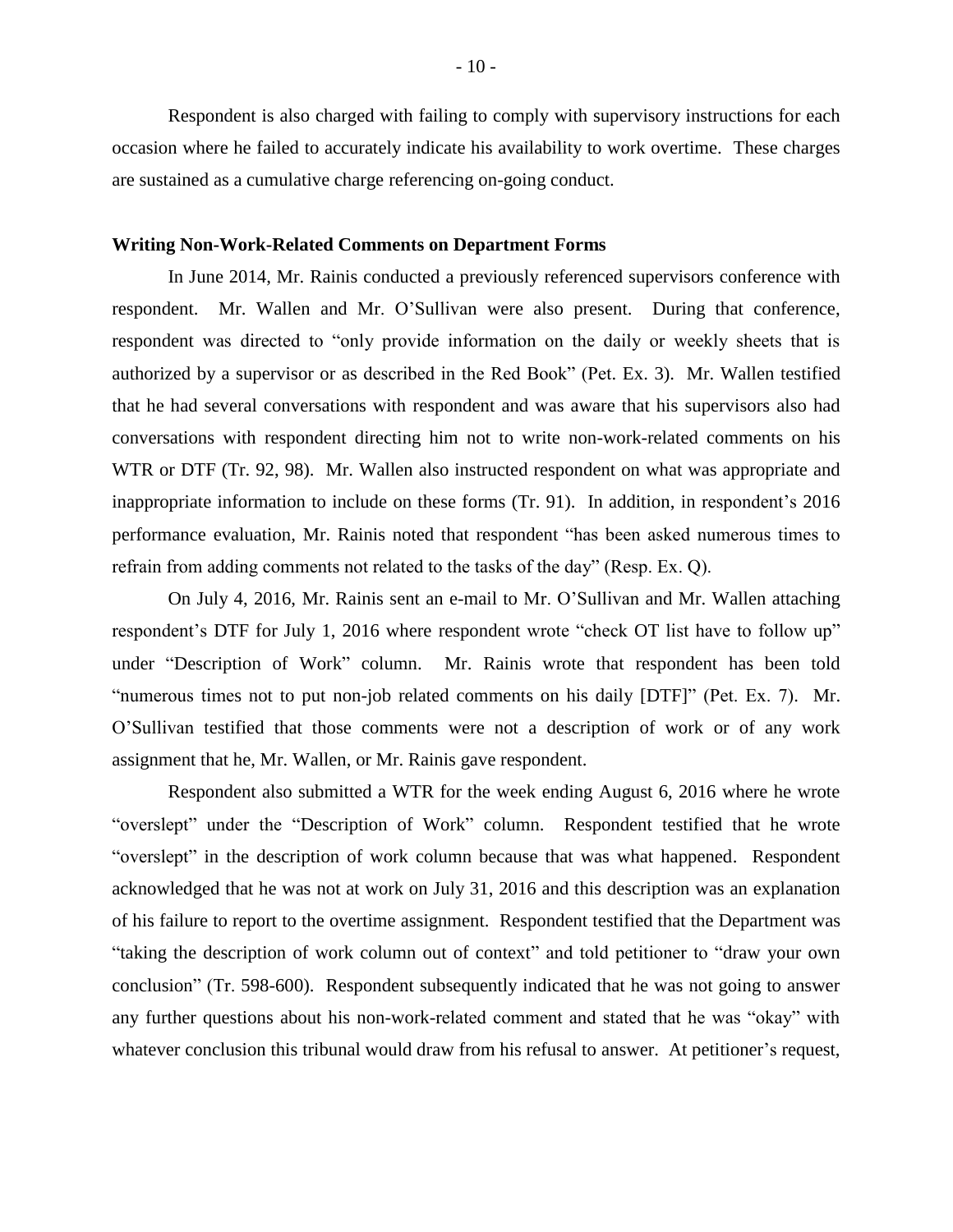Respondent is also charged with failing to comply with supervisory instructions for each occasion where he failed to accurately indicate his availability to work overtime. These charges are sustained as a cumulative charge referencing on-going conduct.

**Writing Non-Work-Related Comments on Department Forms**

In June 2014, Mr. Rainis conducted a previously referenced supervisors conference with respondent. Mr. Wallen and Mr. O'Sullivan were also present. During that conference, respondent was directed to "only provide information on the daily or weekly sheets that is authorized by a supervisor or as described in the Red Book" (Pet. Ex. 3). Mr. Wallen testified that he had several conversations with respondent and was aware that his supervisors also had conversations with respondent directing him not to write non-work-related comments on his WTR or DTF (Tr. 92, 98). Mr. Wallen also instructed respondent on what was appropriate and inappropriate information to include on these forms (Tr. 91). In addition, in respondent's 2016 performance evaluation, Mr. Rainis noted that respondent "has been asked numerous times to refrain from adding comments not related to the tasks of the day" (Resp. Ex. Q).

On July 4, 2016, Mr. Rainis sent an e-mail to Mr. O'Sullivan and Mr. Wallen attaching respondent's DTF for July 1, 2016 where respondent wrote "check OT list have to follow up" under "Description of Work" column. Mr. Rainis wrote that respondent has been told "numerous times not to put non-job related comments on his daily [DTF]" (Pet. Ex. 7). Mr. O'Sullivan testified that those comments were not a description of work or of any work assignment that he, Mr. Wallen, or Mr. Rainis gave respondent.

Respondent also submitted a WTR for the week ending August 6, 2016 where he wrote "overslept" under the "Description of Work" column. Respondent testified that he wrote "overslept" in the description of work column because that was what happened. Respondent acknowledged that he was not at work on July 31, 2016 and this description was an explanation of his failure to report to the overtime assignment. Respondent testified that the Department was "taking the description of work column out of context" and told petitioner to "draw your own conclusion" (Tr. 598-600). Respondent subsequently indicated that he was not going to answer any further questions about his non-work-related comment and stated that he was "okay" with whatever conclusion this tribunal would draw from his refusal to answer. At petitioner's request,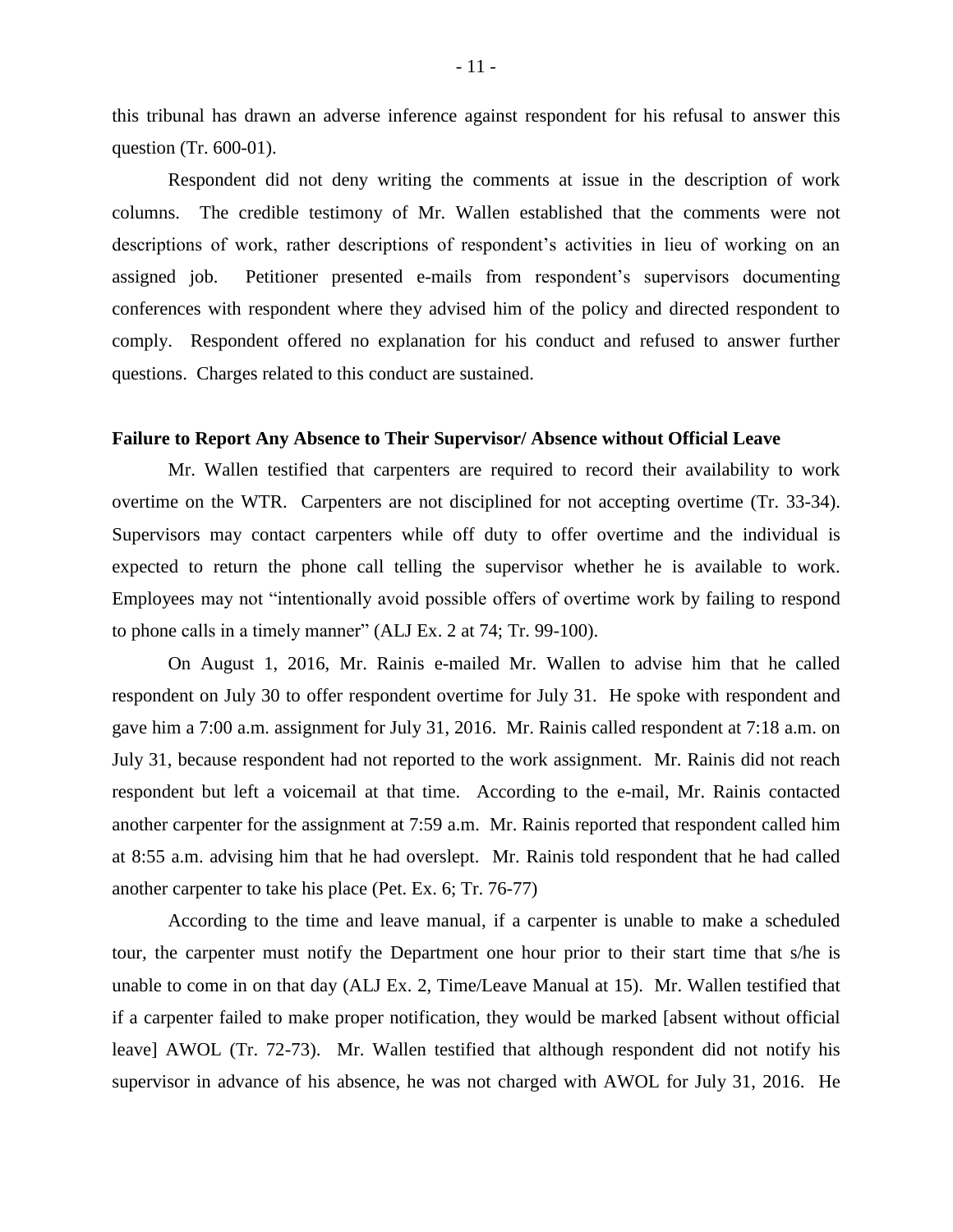this tribunal has drawn an adverse inference against respondent for his refusal to answer this question (Tr. 600-01).

Respondent did not deny writing the comments at issue in the description of work columns. The credible testimony of Mr. Wallen established that the comments were not descriptions of work, rather descriptions of respondent's activities in lieu of working on an assigned job. Petitioner presented e-mails from respondent's supervisors documenting conferences with respondent where they advised him of the policy and directed respondent to comply. Respondent offered no explanation for his conduct and refused to answer further questions. Charges related to this conduct are sustained.

**Failure to Report Any Absence to Their Supervisor/ Absence without Official Leave**

Mr. Wallen testified that carpenters are required to record their availability to work overtime on the WTR. Carpenters are not disciplined for not accepting overtime (Tr. 33-34). Supervisors may contact carpenters while off duty to offer overtime and the individual is expected to return the phone call telling the supervisor whether he is available to work. Employees may not "intentionally avoid possible offers of overtime work by failing to respond to phone calls in a timely manner" (ALJ Ex. 2 at 74; Tr. 99-100).

On August 1, 2016, Mr. Rainis e-mailed Mr. Wallen to advise him that he called respondent on July 30 to offer respondent overtime for July 31. He spoke with respondent and gave him a 7:00 a.m. assignment for July 31, 2016. Mr. Rainis called respondent at 7:18 a.m. on July 31, because respondent had not reported to the work assignment. Mr. Rainis did not reach respondent but left a voicemail at that time. According to the e-mail, Mr. Rainis contacted another carpenter for the assignment at 7:59 a.m. Mr. Rainis reported that respondent called him at 8:55 a.m. advising him that he had overslept. Mr. Rainis told respondent that he had called another carpenter to take his place (Pet. Ex. 6; Tr. 76-77)

According to the time and leave manual, if a carpenter is unable to make a scheduled tour, the carpenter must notify the Department one hour prior to their start time that s/he is unable to come in on that day (ALJ Ex. 2, Time/Leave Manual at 15). Mr. Wallen testified that if a carpenter failed to make proper notification, they would be marked [absent without official leave] AWOL (Tr. 72-73). Mr. Wallen testified that although respondent did not notify his supervisor in advance of his absence, he was not charged with AWOL for July 31, 2016. He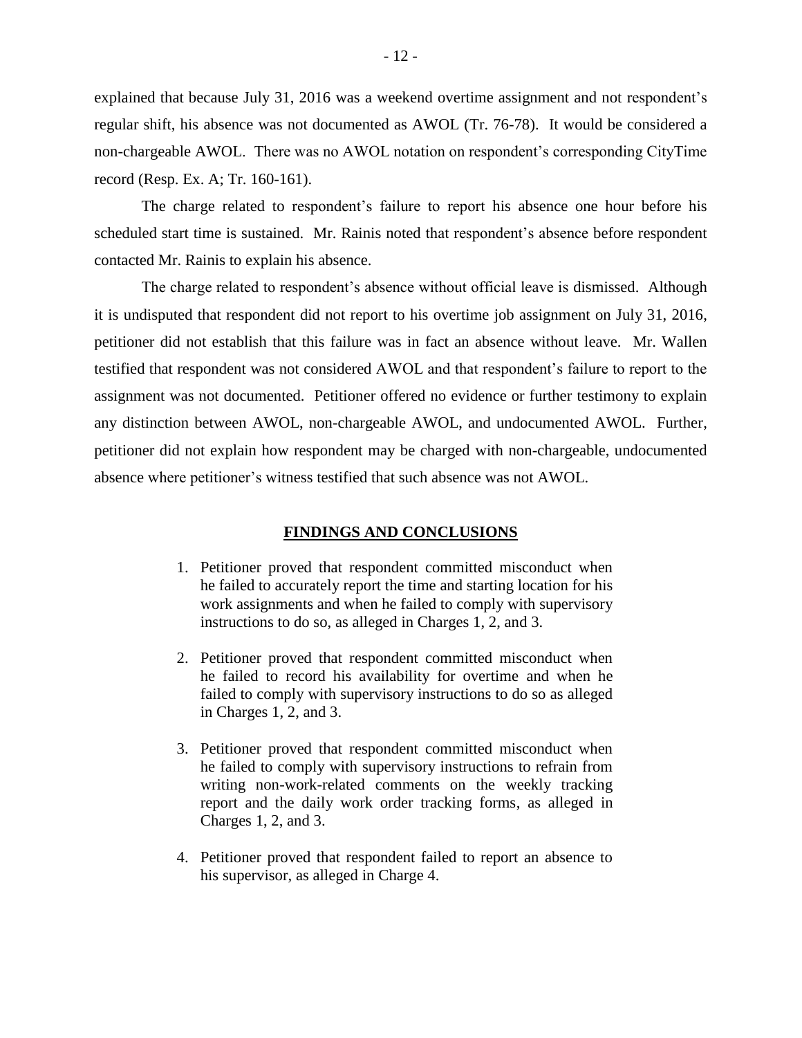explained that because July 31, 2016 was a weekend overtime assignment and not respondent's regular shift, his absence was not documented as AWOL (Tr. 76-78). It would be considered a non-chargeable AWOL. There was no AWOL notation on respondent's corresponding CityTime record (Resp. Ex. A; Tr. 160-161).

The charge related to respondent's failure to report his absence one hour before his scheduled start time is sustained. Mr. Rainis noted that respondent's absence before respondent contacted Mr. Rainis to explain his absence.

The charge related to respondent's absence without official leave is dismissed. Although it is undisputed that respondent did not report to his overtime job assignment on July 31, 2016, petitioner did not establish that this failure was in fact an absence without leave. Mr. Wallen testified that respondent was not considered AWOL and that respondent's failure to report to the assignment was not documented. Petitioner offered no evidence or further testimony to explain any distinction between AWOL, non-chargeable AWOL, and undocumented AWOL. Further, petitioner did not explain how respondent may be charged with non-chargeable, undocumented absence where petitioner's witness testified that such absence was not AWOL.

## FINDINGS AND CONCLUSIONS

1. Petitioner proved that respondent committed misconduct when he failed to accurately report the time and starting location for his work assignments and when he failed to comply with supervisory instructions to do so, as alleged in Charges 1, 2, and 3.

2. Petitioner proved that respondent committed misconduct when he failed to record his availability for overtime and when he failed to comply with supervisory instructions to do so as alleged in Charges 1, 2, and 3.

3. Petitioner proved that respondent committed misconduct when he failed to comply with supervisory instructions to refrain from writing non-work-related comments on the weekly tracking report and the daily work order tracking forms, as alleged in Charges 1, 2, and 3.

4. Petitioner proved that respondent failed to report an absence to his supervisor, as alleged in Charge 4.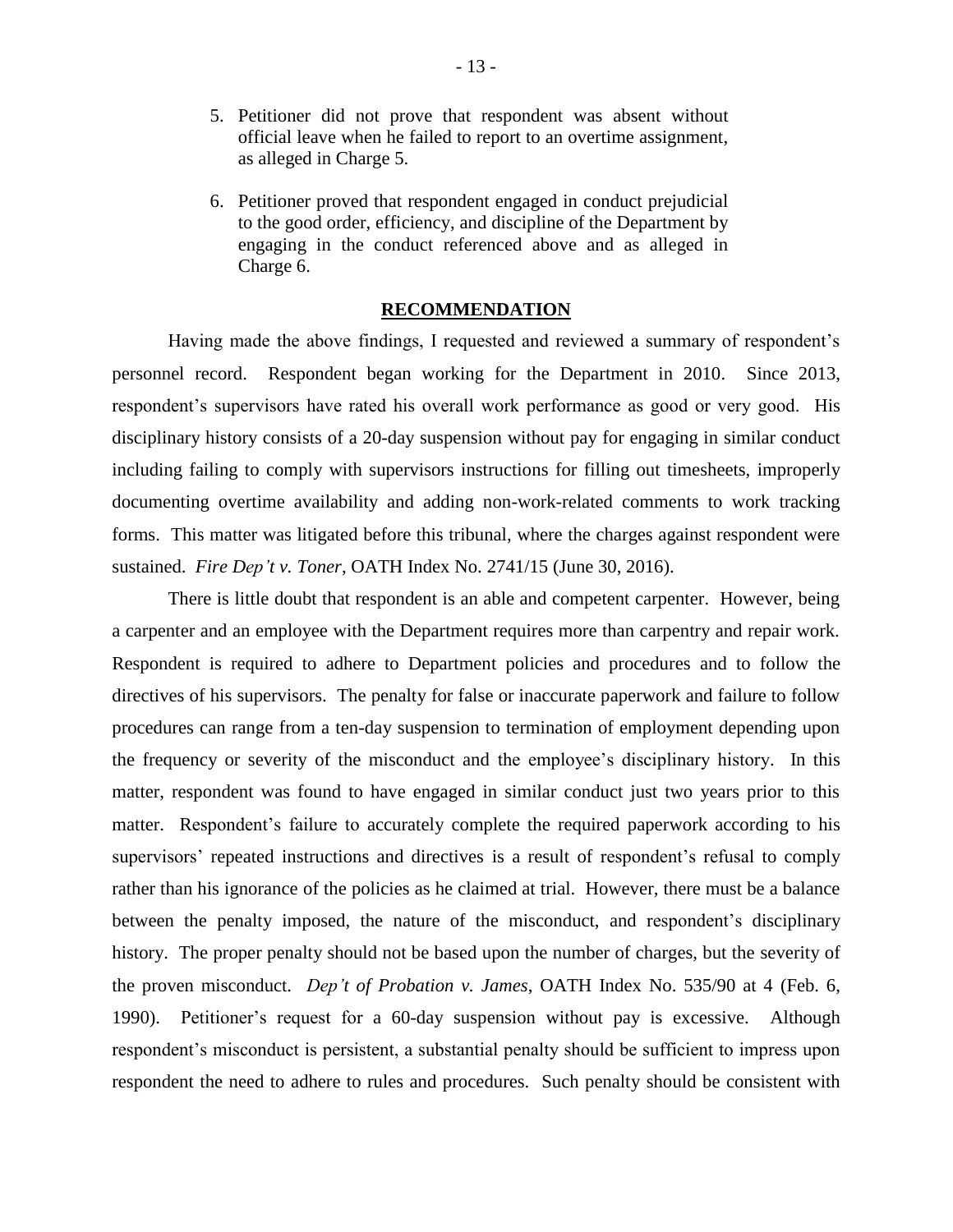5. Petitioner did not prove that respondent was absent without official leave when he failed to report to an overtime assignment, as alleged in Charge 5.

6. Petitioner proved that respondent engaged in conduct prejudicial to the good order, efficiency, and discipline of the Department by engaging in the conduct referenced above and as alleged in Charge 6.

## RECOMMENDATION

Having made the above findings, I requested and reviewed a summary of respondent's personnel record. Respondent began working for the Department in 2010. Since 2013, respondent's supervisors have rated his overall work performance as good or very good. His disciplinary history consists of a 20-day suspension without pay for engaging in similar conduct including failing to comply with supervisors instructions for filling out timesheets, improperly documenting overtime availability and adding non-work-related comments to work tracking forms. This matter was litigated before this tribunal, where the charges against respondent were sustained. *Fire Dep't v. Toner*, OATH Index No. 2741/15 (June 30, 2016).

There is little doubt that respondent is an able and competent carpenter. However, being a carpenter and an employee with the Department requires more than carpentry and repair work. Respondent is required to adhere to Department policies and procedures and to follow the directives of his supervisors. The penalty for false or inaccurate paperwork and failure to follow procedures can range from a ten-day suspension to termination of employment depending upon the frequency or severity of the misconduct and the employee's disciplinary history. In this matter, respondent was found to have engaged in similar conduct just two years prior to this matter. Respondent's failure to accurately complete the required paperwork according to his supervisors' repeated instructions and directives is a result of respondent's refusal to comply rather than his ignorance of the policies as he claimed at trial. However, there must be a balance between the penalty imposed, the nature of the misconduct, and respondent's disciplinary history. The proper penalty should not be based upon the number of charges, but the severity of the proven misconduct. *Dep't of Probation v. James*, OATH Index No. 535/90 at 4 (Feb. 6, 1990). Petitioner's request for a 60-day suspension without pay is excessive. Although respondent's misconduct is persistent, a substantial penalty should be sufficient to impress upon respondent the need to adhere to rules and procedures. Such penalty should be consistent with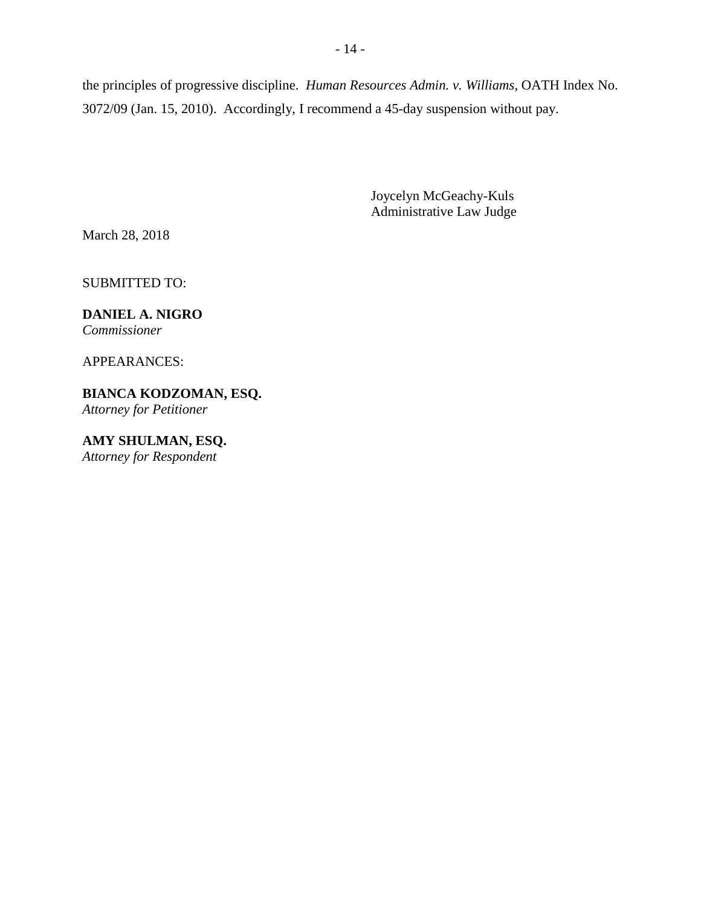the principles of progressive discipline. *Human Resources Admin. v. Williams*, OATH Index No. 3072/09 (Jan. 15, 2010). Accordingly, I recommend a 45-day suspension without pay.

Joycelyn McGeachy-Kuls
Administrative Law Judge

March 28, 2018

SUBMITTED TO:

**DANIEL A. NIGRO**
*Commissioner*

APPEARANCES:

**BIANCA KODZOMAN, ESQ.**
*Attorney for Petitioner*

**AMY SHULMAN, ESQ.**
*Attorney for Respondent*